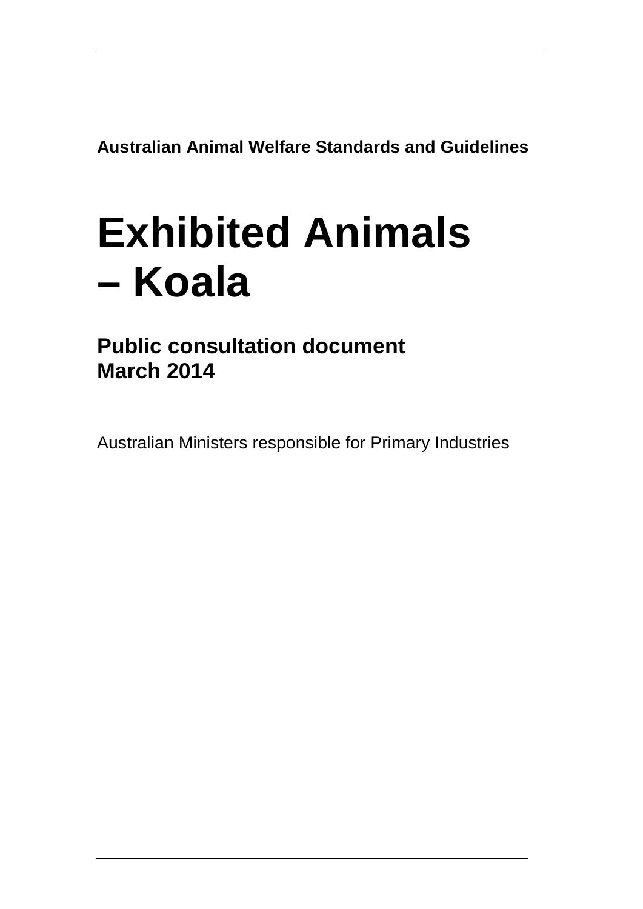**Australian Animal Welfare Standards and Guidelines**

# Exhibited Animals – Koala

## Public consultation document March 2014

Australian Ministers responsible for Primary Industries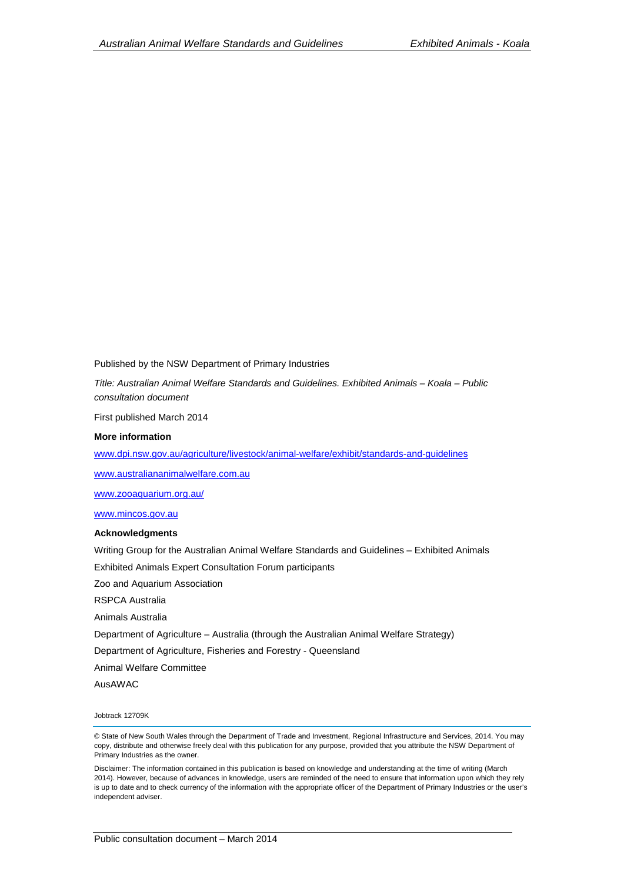Published by the NSW Department of Primary Industries

*Title: Australian Animal Welfare Standards and Guidelines. Exhibited Animals – Koala – Public consultation document*

First published March 2014

**More information**

www.dpi.nsw.gov.au/agriculture/livestock/animal-welfare/exhibit/standards-and-guidelines

www.australiananimalwelfare.com.au

www.zooaquarium.org.au/

www.mincos.gov.au

**Acknowledgments**

Writing Group for the Australian Animal Welfare Standards and Guidelines – Exhibited Animals

Exhibited Animals Expert Consultation Forum participants

Zoo and Aquarium Association

RSPCA Australia

Animals Australia

Department of Agriculture – Australia (through the Australian Animal Welfare Strategy)

Department of Agriculture, Fisheries and Forestry - Queensland

Animal Welfare Committee

AusAWAC

Jobtrack 12709K

© State of New South Wales through the Department of Trade and Investment, Regional Infrastructure and Services, 2014. You may copy, distribute and otherwise freely deal with this publication for any purpose, provided that you attribute the NSW Department of Primary Industries as the owner.

Disclaimer: The information contained in this publication is based on knowledge and understanding at the time of writing (March 2014). However, because of advances in knowledge, users are reminded of the need to ensure that information upon which they rely is up to date and to check currency of the information with the appropriate officer of the Department of Primary Industries or the user's independent adviser.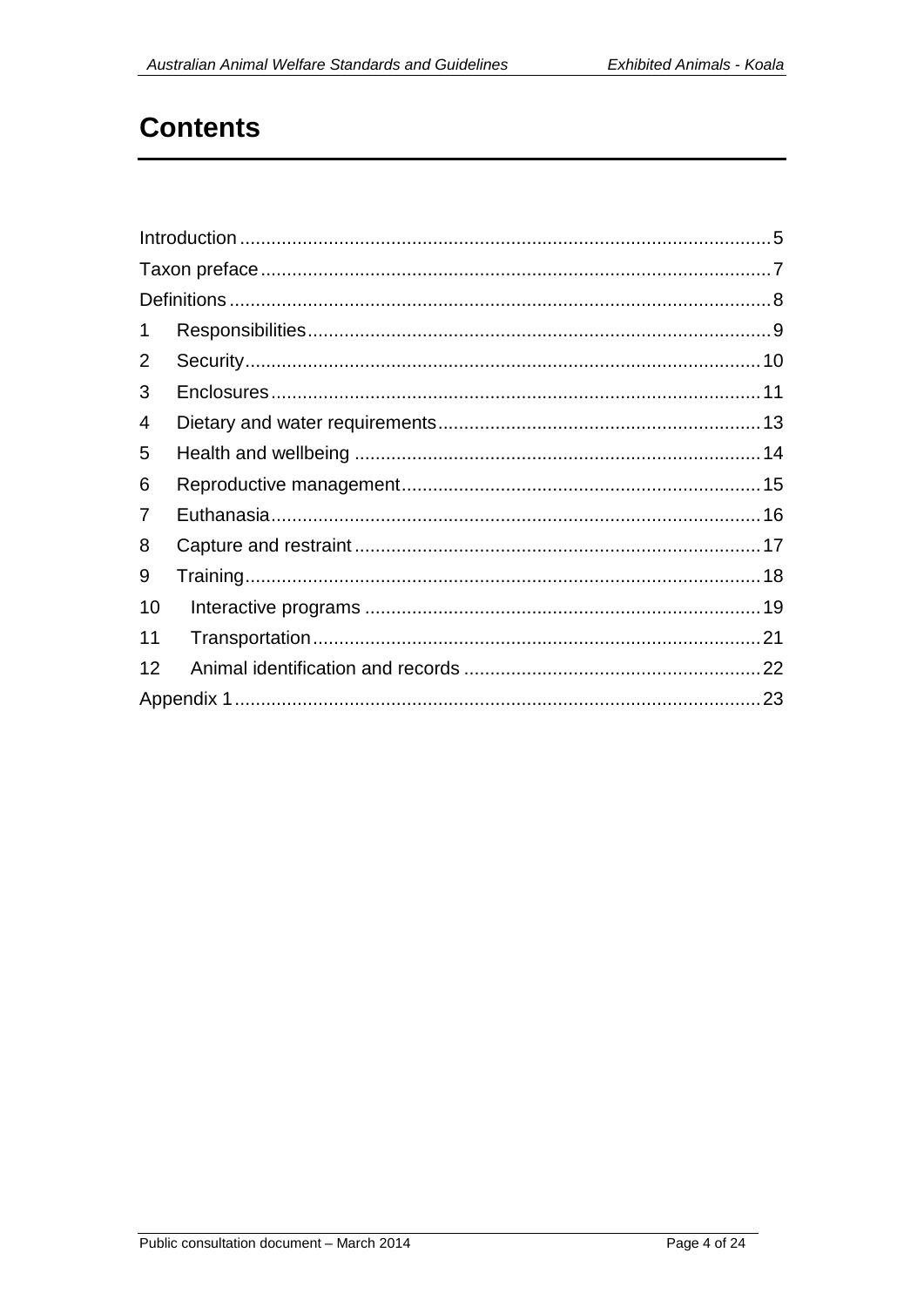# Contents

Introduction .......................................................................................... 5

Taxon preface ........................................................................................ 7

Definitions ............................................................................................. 8

1 Responsibilities ................................................................................. 9

2 Security ............................................................................................. 10

3 Enclosures ......................................................................................... 11

4 Dietary and water requirements ........................................................ 13

5 Health and wellbeing ......................................................................... 14

6 Reproductive management ................................................................ 15

7 Euthanasia ......................................................................................... 16

8 Capture and restraint ......................................................................... 17

9 Training .............................................................................................. 18

10 Interactive programs ........................................................................ 19

11 Transportation .................................................................................. 21

12 Animal identification and records .................................................... 22

Appendix 1 ............................................................................................. 23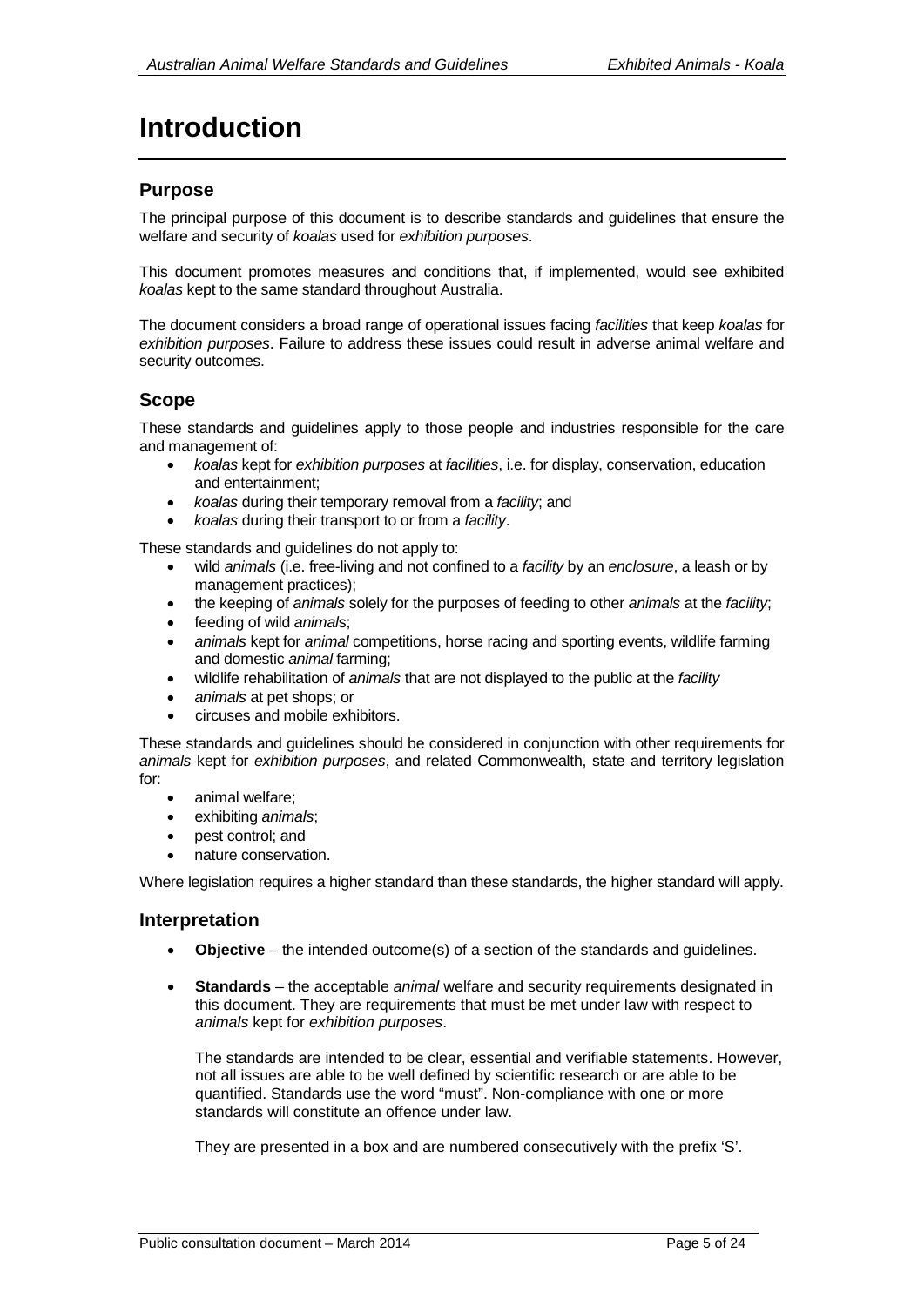# Introduction

## Purpose

The principal purpose of this document is to describe standards and guidelines that ensure the welfare and security of *koalas* used for *exhibition purposes*.

This document promotes measures and conditions that, if implemented, would see exhibited *koalas* kept to the same standard throughout Australia.

The document considers a broad range of operational issues facing *facilities* that keep *koalas* for *exhibition purposes*. Failure to address these issues could result in adverse animal welfare and security outcomes.

## Scope

These standards and guidelines apply to those people and industries responsible for the care and management of:

- *koalas* kept for *exhibition purposes* at *facilities*, i.e. for display, conservation, education and entertainment;
- *koalas* during their temporary removal from a *facility*; and
- *koalas* during their transport to or from a *facility*.

These standards and guidelines do not apply to:

- wild *animals* (i.e. free-living and not confined to a *facility* by an *enclosure*, a leash or by management practices);
- the keeping of *animals* solely for the purposes of feeding to other *animals* at the *facility*;
- feeding of wild *animals*;
- *animals* kept for *animal* competitions, horse racing and sporting events, wildlife farming and domestic *animal* farming;
- wildlife rehabilitation of *animals* that are not displayed to the public at the *facility*
- *animals* at pet shops; or
- circuses and mobile exhibitors.

These standards and guidelines should be considered in conjunction with other requirements for *animals* kept for *exhibition purposes*, and related Commonwealth, state and territory legislation for:

- animal welfare;
- exhibiting *animals*;
- pest control; and
- nature conservation.

Where legislation requires a higher standard than these standards, the higher standard will apply.

## Interpretation

- **Objective** – the intended outcome(s) of a section of the standards and guidelines.

- **Standards** – the acceptable *animal* welfare and security requirements designated in this document. They are requirements that must be met under law with respect to *animals* kept for *exhibition purposes*.

  The standards are intended to be clear, essential and verifiable statements. However, not all issues are able to be well defined by scientific research or are able to be quantified. Standards use the word "must". Non-compliance with one or more standards will constitute an offence under law.

  They are presented in a box and are numbered consecutively with the prefix 'S'.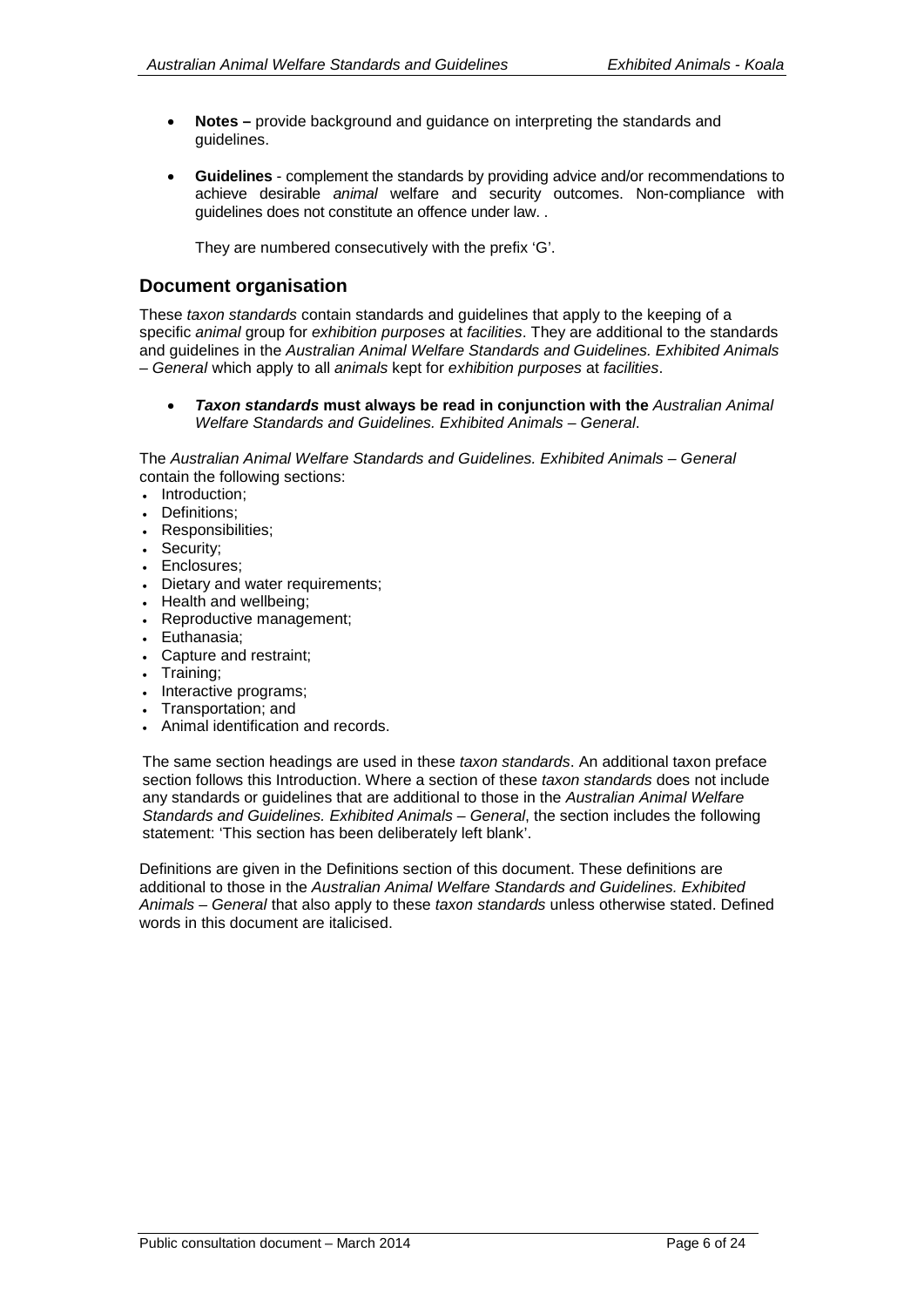- **Notes –** provide background and guidance on interpreting the standards and guidelines.

- **Guidelines** - complement the standards by providing advice and/or recommendations to achieve desirable *animal* welfare and security outcomes. Non-compliance with guidelines does not constitute an offence under law. .

  They are numbered consecutively with the prefix 'G'.

## Document organisation

These *taxon standards* contain standards and guidelines that apply to the keeping of a specific *animal* group for *exhibition purposes* at *facilities*. They are additional to the standards and guidelines in the *Australian Animal Welfare Standards and Guidelines. Exhibited Animals – General* which apply to all *animals* kept for *exhibition purposes* at *facilities*.

- ***Taxon standards*** **must always be read in conjunction with the** *Australian Animal Welfare Standards and Guidelines. Exhibited Animals – General*.

The *Australian Animal Welfare Standards and Guidelines. Exhibited Animals – General* contain the following sections:

- Introduction;
- Definitions;
- Responsibilities;
- Security;
- Enclosures;
- Dietary and water requirements;
- Health and wellbeing;
- Reproductive management;
- Euthanasia;
- Capture and restraint;
- Training;
- Interactive programs;
- Transportation; and
- Animal identification and records.

The same section headings are used in these *taxon standards*. An additional taxon preface section follows this Introduction. Where a section of these *taxon standards* does not include any standards or guidelines that are additional to those in the *Australian Animal Welfare Standards and Guidelines. Exhibited Animals – General*, the section includes the following statement: 'This section has been deliberately left blank'.

Definitions are given in the Definitions section of this document. These definitions are additional to those in the *Australian Animal Welfare Standards and Guidelines. Exhibited Animals – General* that also apply to these *taxon standards* unless otherwise stated. Defined words in this document are italicised.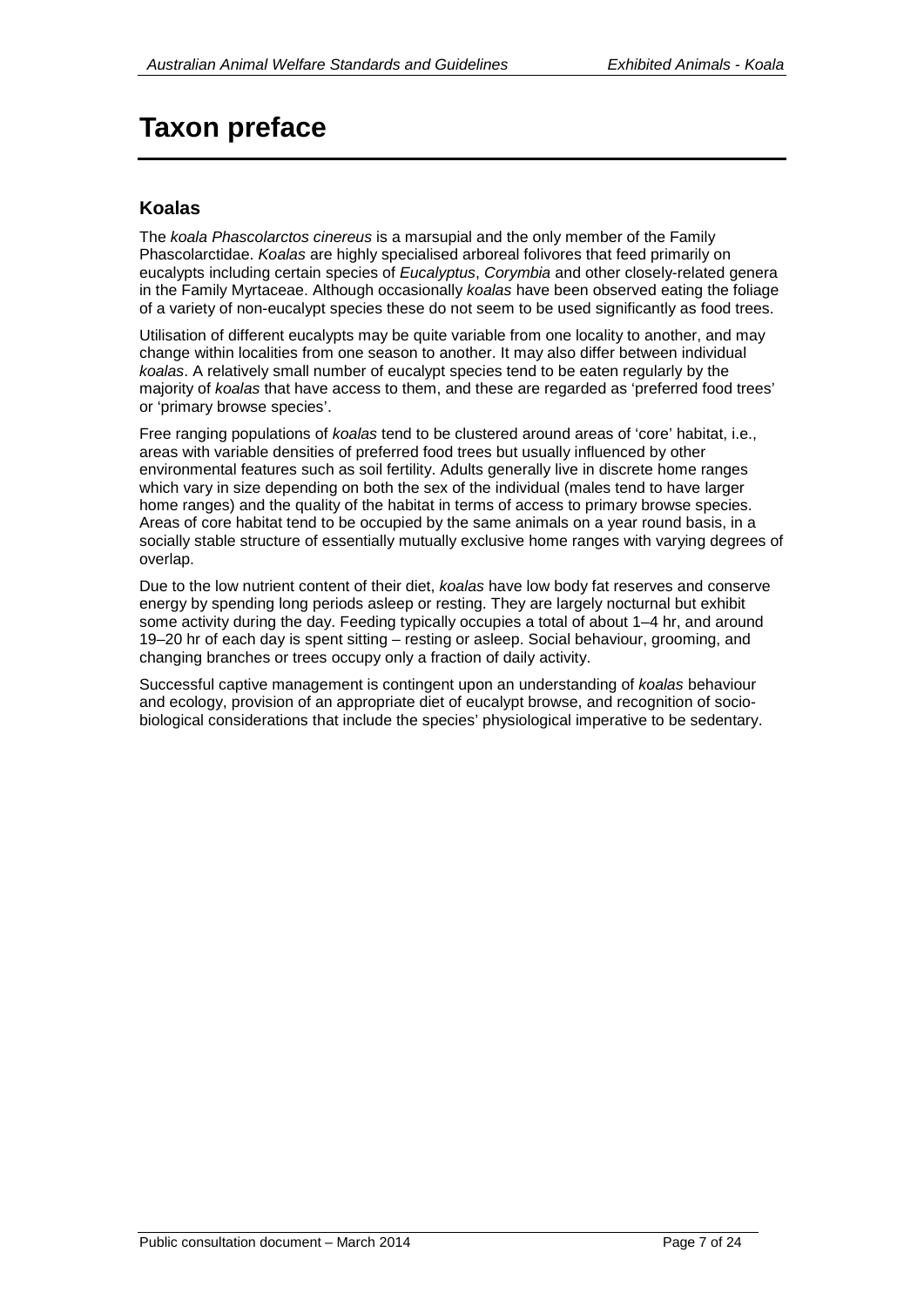# Taxon preface

## Koalas

The *koala Phascolarctos cinereus* is a marsupial and the only member of the Family Phascolarctidae. *Koalas* are highly specialised arboreal folivores that feed primarily on eucalypts including certain species of *Eucalyptus*, *Corymbia* and other closely-related genera in the Family Myrtaceae. Although occasionally *koalas* have been observed eating the foliage of a variety of non-eucalypt species these do not seem to be used significantly as food trees.

Utilisation of different eucalypts may be quite variable from one locality to another, and may change within localities from one season to another. It may also differ between individual *koalas*. A relatively small number of eucalypt species tend to be eaten regularly by the majority of *koalas* that have access to them, and these are regarded as 'preferred food trees' or 'primary browse species'.

Free ranging populations of *koalas* tend to be clustered around areas of 'core' habitat, i.e., areas with variable densities of preferred food trees but usually influenced by other environmental features such as soil fertility. Adults generally live in discrete home ranges which vary in size depending on both the sex of the individual (males tend to have larger home ranges) and the quality of the habitat in terms of access to primary browse species. Areas of core habitat tend to be occupied by the same animals on a year round basis, in a socially stable structure of essentially mutually exclusive home ranges with varying degrees of overlap.

Due to the low nutrient content of their diet, *koalas* have low body fat reserves and conserve energy by spending long periods asleep or resting. They are largely nocturnal but exhibit some activity during the day. Feeding typically occupies a total of about 1–4 hr, and around 19–20 hr of each day is spent sitting – resting or asleep. Social behaviour, grooming, and changing branches or trees occupy only a fraction of daily activity.

Successful captive management is contingent upon an understanding of *koalas* behaviour and ecology, provision of an appropriate diet of eucalypt browse, and recognition of socio-biological considerations that include the species' physiological imperative to be sedentary.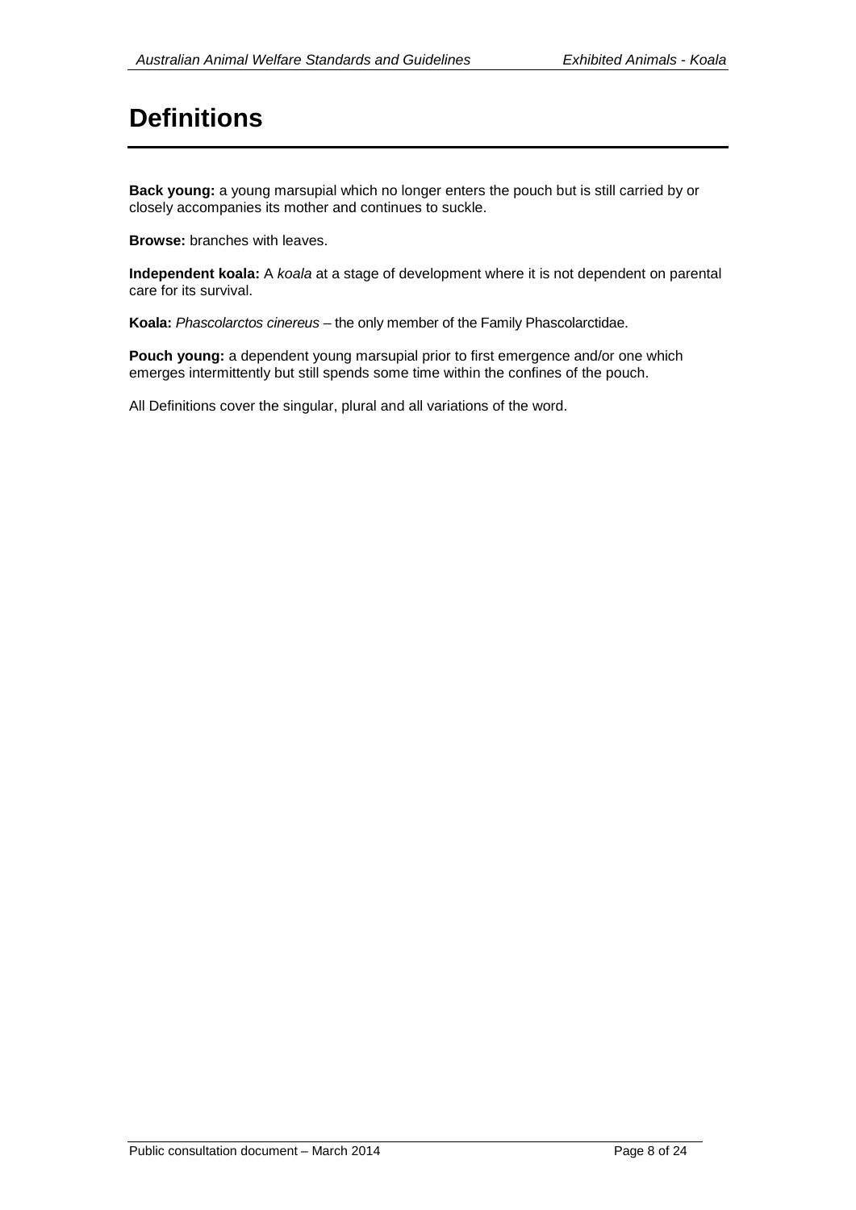# Definitions

**Back young:** a young marsupial which no longer enters the pouch but is still carried by or closely accompanies its mother and continues to suckle.

**Browse:** branches with leaves.

**Independent koala:** A *koala* at a stage of development where it is not dependent on parental care for its survival.

**Koala:** *Phascolarctos cinereus* – the only member of the Family Phascolarctidae.

**Pouch young:** a dependent young marsupial prior to first emergence and/or one which emerges intermittently but still spends some time within the confines of the pouch.

All Definitions cover the singular, plural and all variations of the word.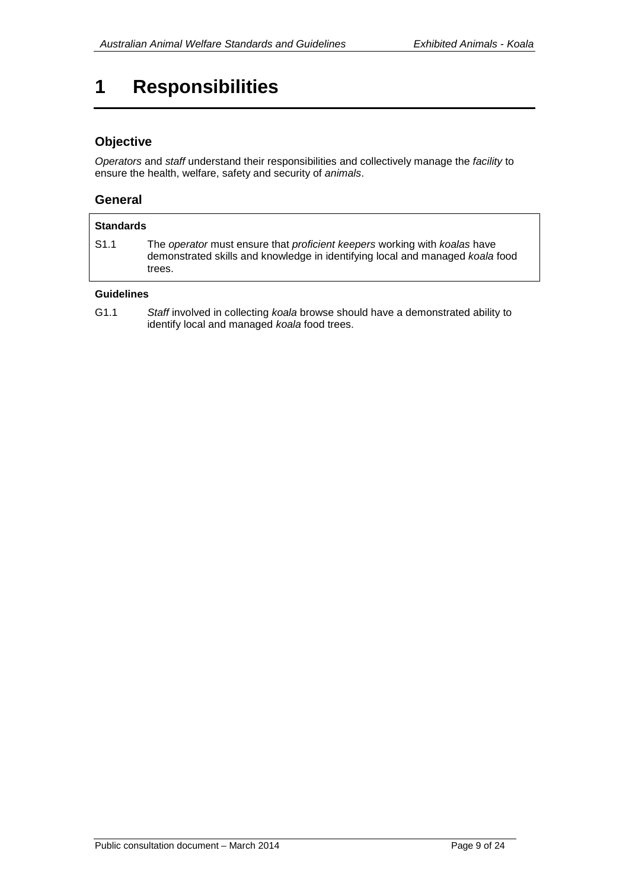# 1 Responsibilities

## Objective

*Operators* and *staff* understand their responsibilities and collectively manage the *facility* to ensure the health, welfare, safety and security of *animals*.

## General

**Standards**

S1.1 The *operator* must ensure that *proficient keepers* working with *koalas* have demonstrated skills and knowledge in identifying local and managed *koala* food trees.

**Guidelines**

G1.1 *Staff* involved in collecting *koala* browse should have a demonstrated ability to identify local and managed *koala* food trees.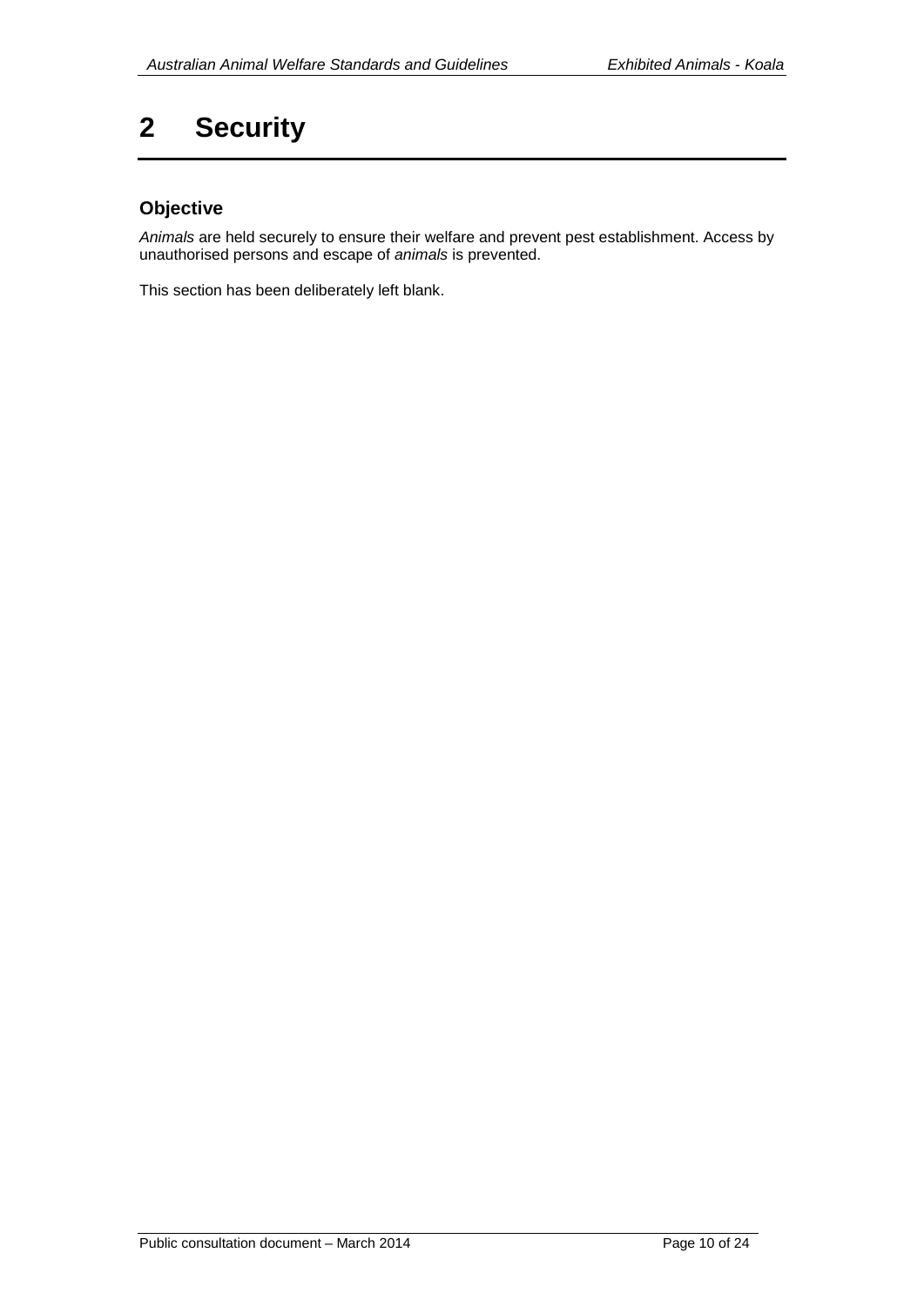# 2 Security

## Objective

*Animals* are held securely to ensure their welfare and prevent pest establishment. Access by unauthorised persons and escape of *animals* is prevented.

This section has been deliberately left blank.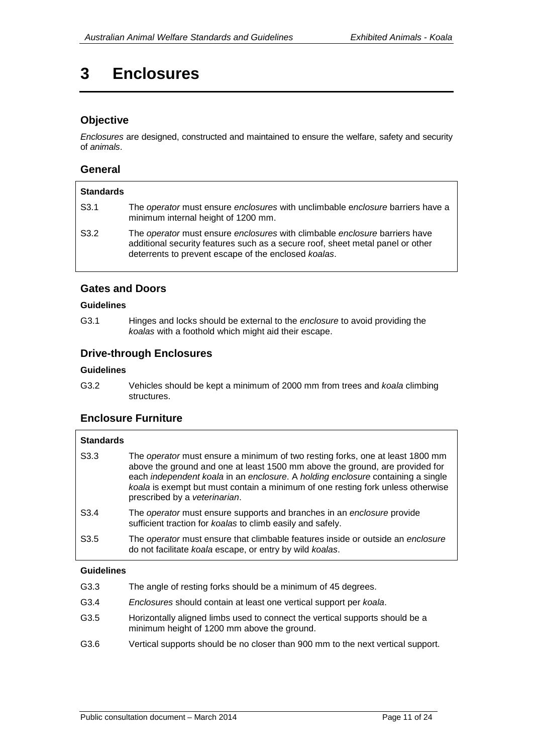# 3 Enclosures

## Objective

*Enclosures* are designed, constructed and maintained to ensure the welfare, safety and security of *animals*.

## General

**Standards**

| | |
|---|---|
| S3.1 | The *operator* must ensure *enclosures* with unclimbable e*nclosure* barriers have a minimum internal height of 1200 mm. |
| S3.2 | The *operator* must ensure *enclosures* with climbable *enclosure* barriers have additional security features such as a secure roof, sheet metal panel or other deterrents to prevent escape of the enclosed *koalas*. |

## Gates and Doors

**Guidelines**

| | |
|---|---|
| G3.1 | Hinges and locks should be external to the *enclosure* to avoid providing the *koalas* with a foothold which might aid their escape. |

## Drive-through Enclosures

**Guidelines**

| | |
|---|---|
| G3.2 | Vehicles should be kept a minimum of 2000 mm from trees and *koala* climbing structures. |

## Enclosure Furniture

**Standards**

| | |
|---|---|
| S3.3 | The *operator* must ensure a minimum of two resting forks, one at least 1800 mm above the ground and one at least 1500 mm above the ground, are provided for each *independent koala* in an *enclosure*. A *holding enclosure* containing a single *koala* is exempt but must contain a minimum of one resting fork unless otherwise prescribed by a *veterinarian*. |
| S3.4 | The *operator* must ensure supports and branches in an *enclosure* provide sufficient traction for *koalas* to climb easily and safely. |
| S3.5 | The *operator* must ensure that climbable features inside or outside an *enclosure* do not facilitate *koala* escape, or entry by wild *koalas*. |

**Guidelines**

| | |
|---|---|
| G3.3 | The angle of resting forks should be a minimum of 45 degrees. |
| G3.4 | *Enclosures* should contain at least one vertical support per *koala*. |
| G3.5 | Horizontally aligned limbs used to connect the vertical supports should be a minimum height of 1200 mm above the ground. |
| G3.6 | Vertical supports should be no closer than 900 mm to the next vertical support. |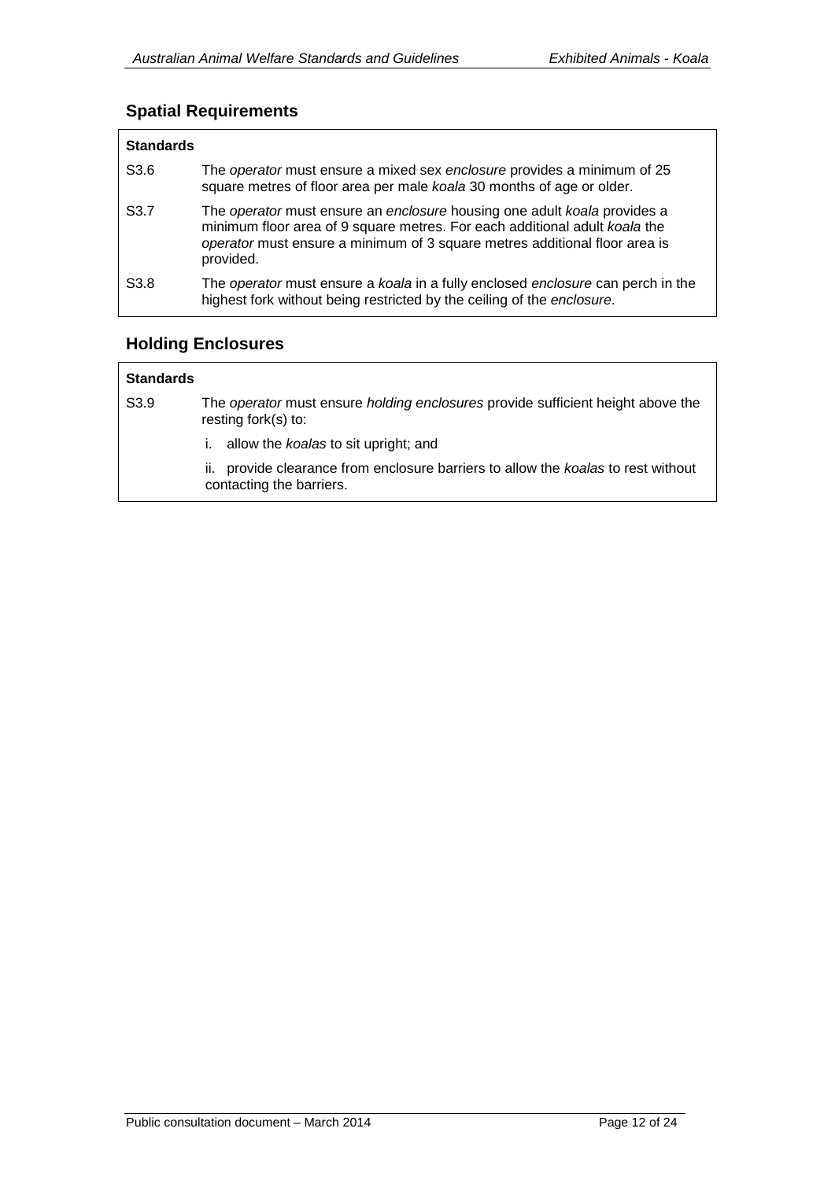## Spatial Requirements

| Standards | |
|---|---|
| S3.6 | The *operator* must ensure a mixed sex *enclosure* provides a minimum of 25 square metres of floor area per male *koala* 30 months of age or older. |
| S3.7 | The *operator* must ensure an *enclosure* housing one adult *koala* provides a minimum floor area of 9 square metres. For each additional adult *koala* the *operator* must ensure a minimum of 3 square metres additional floor area is provided. |
| S3.8 | The *operator* must ensure a *koala* in a fully enclosed *enclosure* can perch in the highest fork without being restricted by the ceiling of the *enclosure*. |

## Holding Enclosures

| Standards | |
|---|---|
| S3.9 | The *operator* must ensure *holding enclosures* provide sufficient height above the resting fork(s) to:<br>i. allow the *koalas* to sit upright; and<br>ii. provide clearance from enclosure barriers to allow the *koalas* to rest without contacting the barriers. |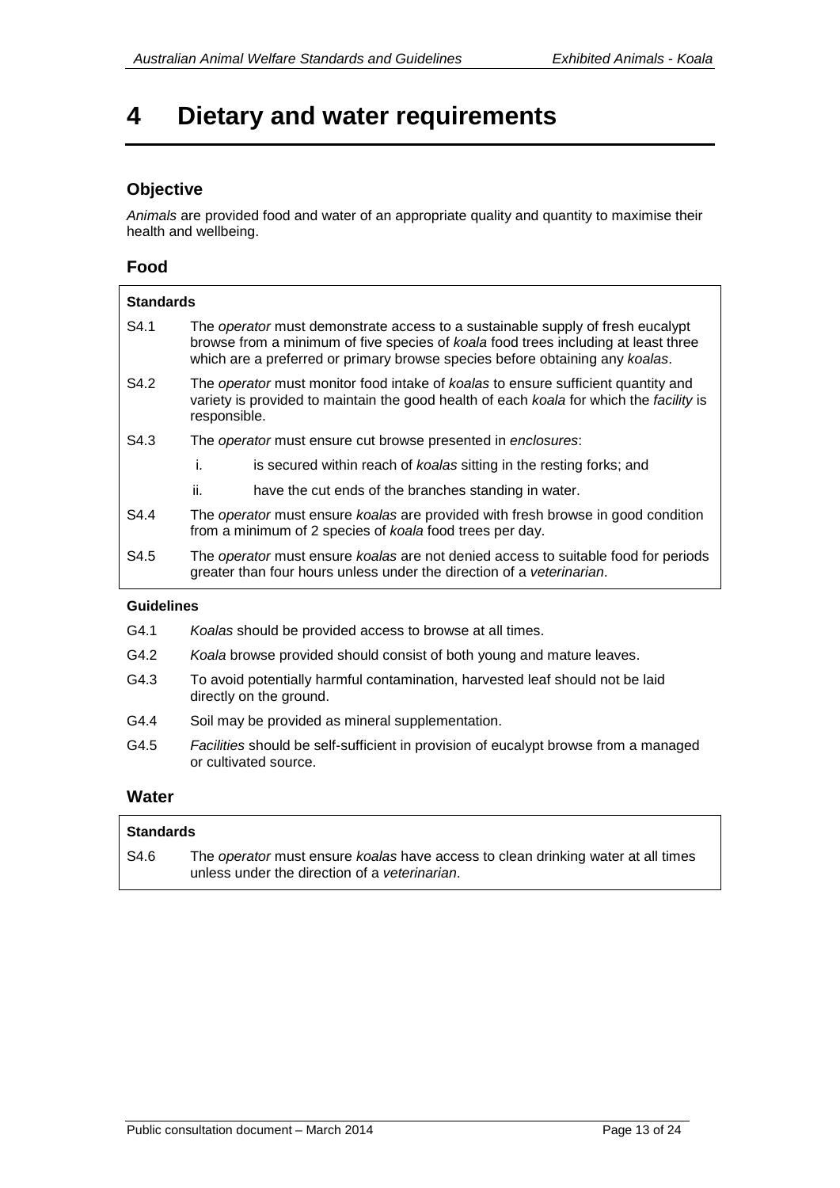# 4 Dietary and water requirements

## Objective

*Animals* are provided food and water of an appropriate quality and quantity to maximise their health and wellbeing.

## Food

**Standards**

S4.1 The *operator* must demonstrate access to a sustainable supply of fresh eucalypt browse from a minimum of five species of *koala* food trees including at least three which are a preferred or primary browse species before obtaining any *koalas*.

S4.2 The *operator* must monitor food intake of *koalas* to ensure sufficient quantity and variety is provided to maintain the good health of each *koala* for which the *facility* is responsible.

S4.3 The *operator* must ensure cut browse presented in *enclosures*:

i. is secured within reach of *koalas* sitting in the resting forks; and

ii. have the cut ends of the branches standing in water.

S4.4 The *operator* must ensure *koalas* are provided with fresh browse in good condition from a minimum of 2 species of *koala* food trees per day.

S4.5 The *operator* must ensure *koalas* are not denied access to suitable food for periods greater than four hours unless under the direction of a *veterinarian*.

**Guidelines**

G4.1 *Koalas* should be provided access to browse at all times.

G4.2 *Koala* browse provided should consist of both young and mature leaves.

G4.3 To avoid potentially harmful contamination, harvested leaf should not be laid directly on the ground.

G4.4 Soil may be provided as mineral supplementation.

G4.5 *Facilities* should be self-sufficient in provision of eucalypt browse from a managed or cultivated source.

## Water

**Standards**

S4.6 The *operator* must ensure *koalas* have access to clean drinking water at all times unless under the direction of a *veterinarian*.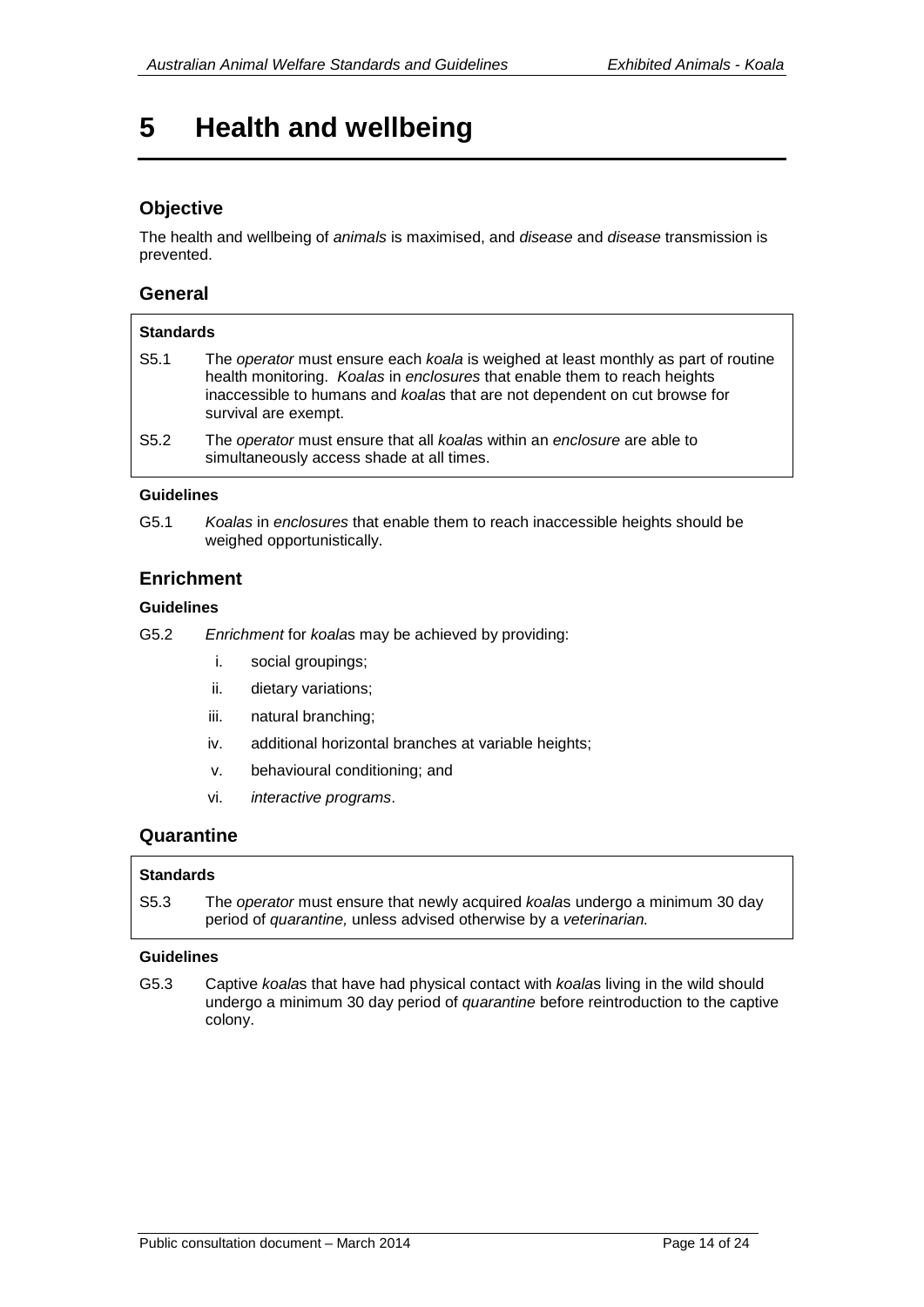# 5 Health and wellbeing

## Objective

The health and wellbeing of *animals* is maximised, and *disease* and *disease* transmission is prevented.

## General

**Standards**

S5.1 The *operator* must ensure each *koala* is weighed at least monthly as part of routine health monitoring. *Koalas* in *enclosures* that enable them to reach heights inaccessible to humans and *koala*s that are not dependent on cut browse for survival are exempt.

S5.2 The *operator* must ensure that all *koala*s within an *enclosure* are able to simultaneously access shade at all times.

**Guidelines**

G5.1 *Koalas* in *enclosures* that enable them to reach inaccessible heights should be weighed opportunistically.

## Enrichment

**Guidelines**

G5.2 *Enrichment* for *koala*s may be achieved by providing:

i. social groupings;
ii. dietary variations;
iii. natural branching;
iv. additional horizontal branches at variable heights;
v. behavioural conditioning; and
vi. *interactive programs*.

## Quarantine

**Standards**

S5.3 The *operator* must ensure that newly acquired *koala*s undergo a minimum 30 day period of *quarantine,* unless advised otherwise by a *veterinarian.*

**Guidelines**

G5.3 Captive *koala*s that have had physical contact with *koala*s living in the wild should undergo a minimum 30 day period of *quarantine* before reintroduction to the captive colony.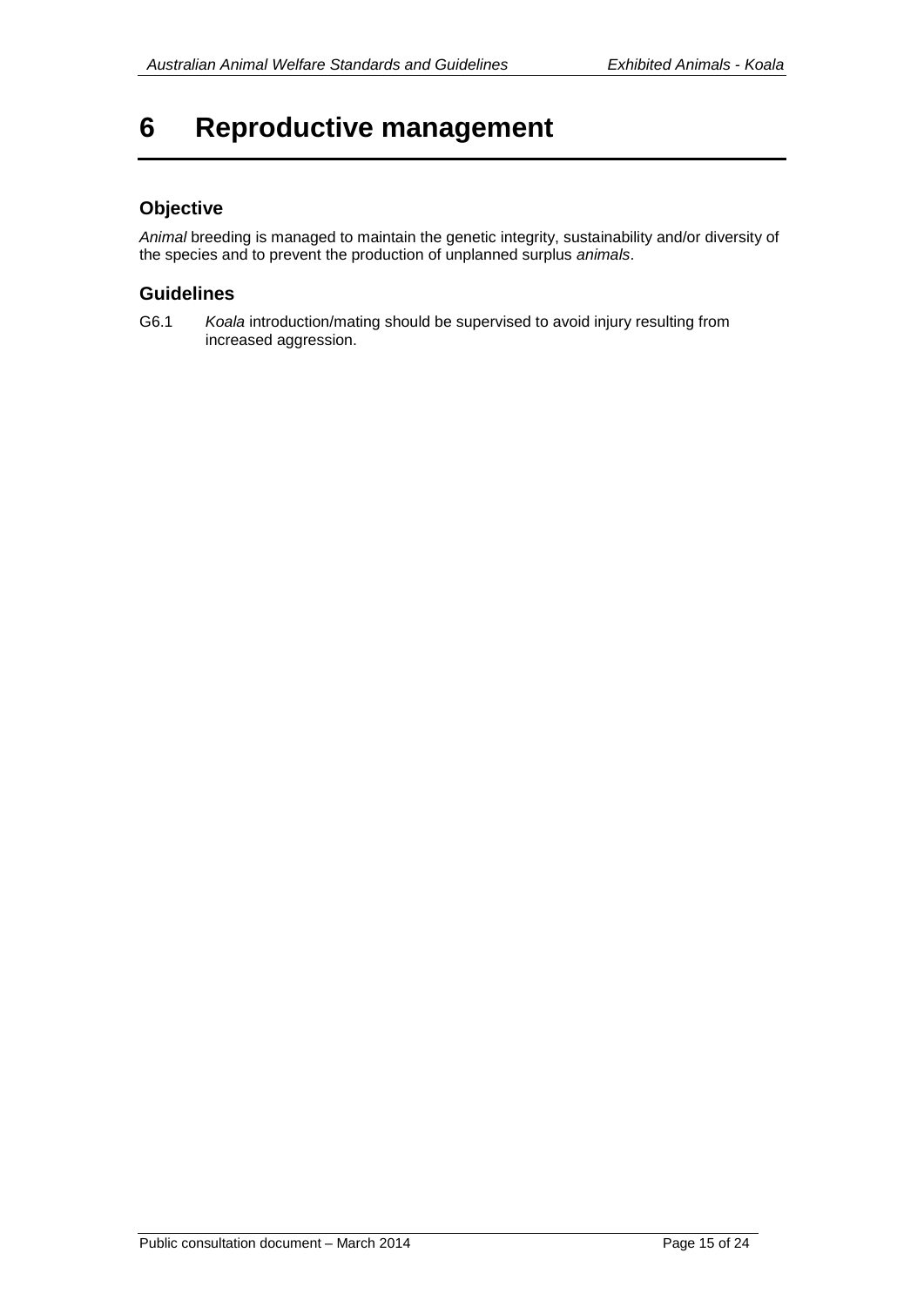# 6 Reproductive management

## Objective

*Animal* breeding is managed to maintain the genetic integrity, sustainability and/or diversity of the species and to prevent the production of unplanned surplus *animals*.

## Guidelines

G6.1 *Koala* introduction/mating should be supervised to avoid injury resulting from increased aggression.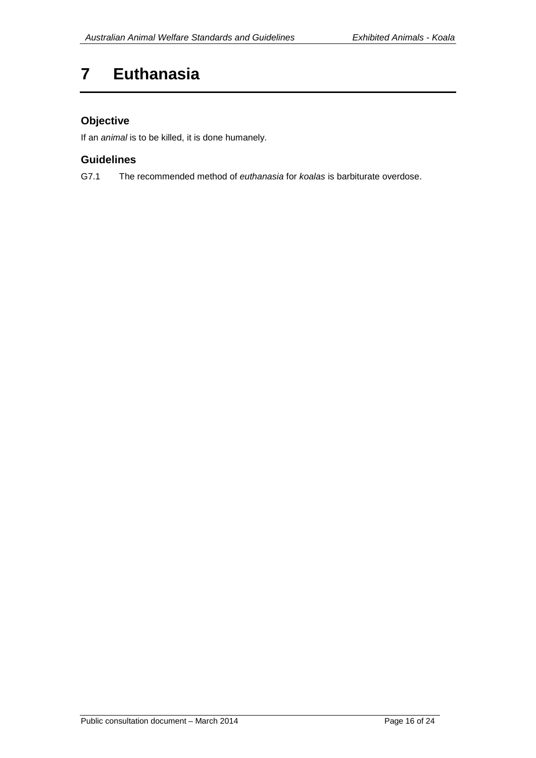# 7 Euthanasia

## Objective

If an *animal* is to be killed, it is done humanely.

## Guidelines

G7.1 The recommended method of *euthanasia* for *koalas* is barbiturate overdose.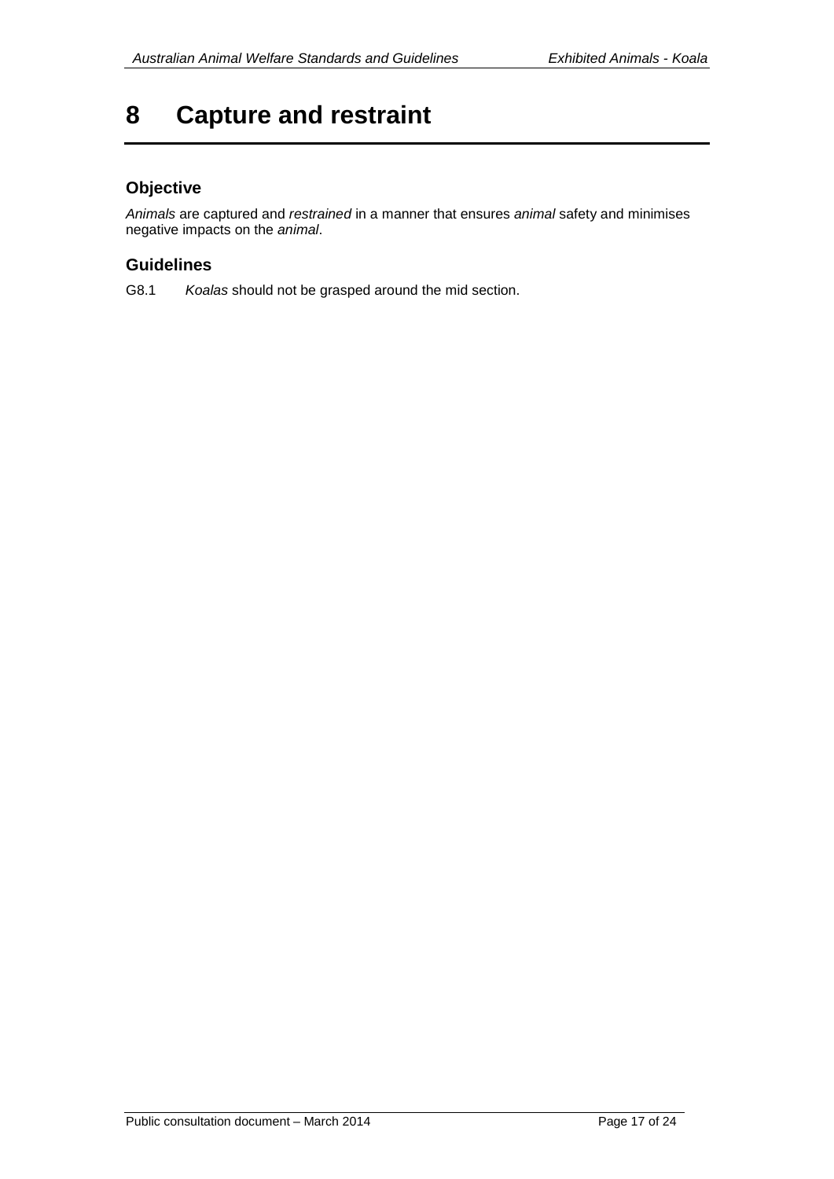# 8 Capture and restraint

## Objective

*Animals* are captured and *restrained* in a manner that ensures *animal* safety and minimises negative impacts on the *animal*.

## Guidelines

G8.1 *Koalas* should not be grasped around the mid section.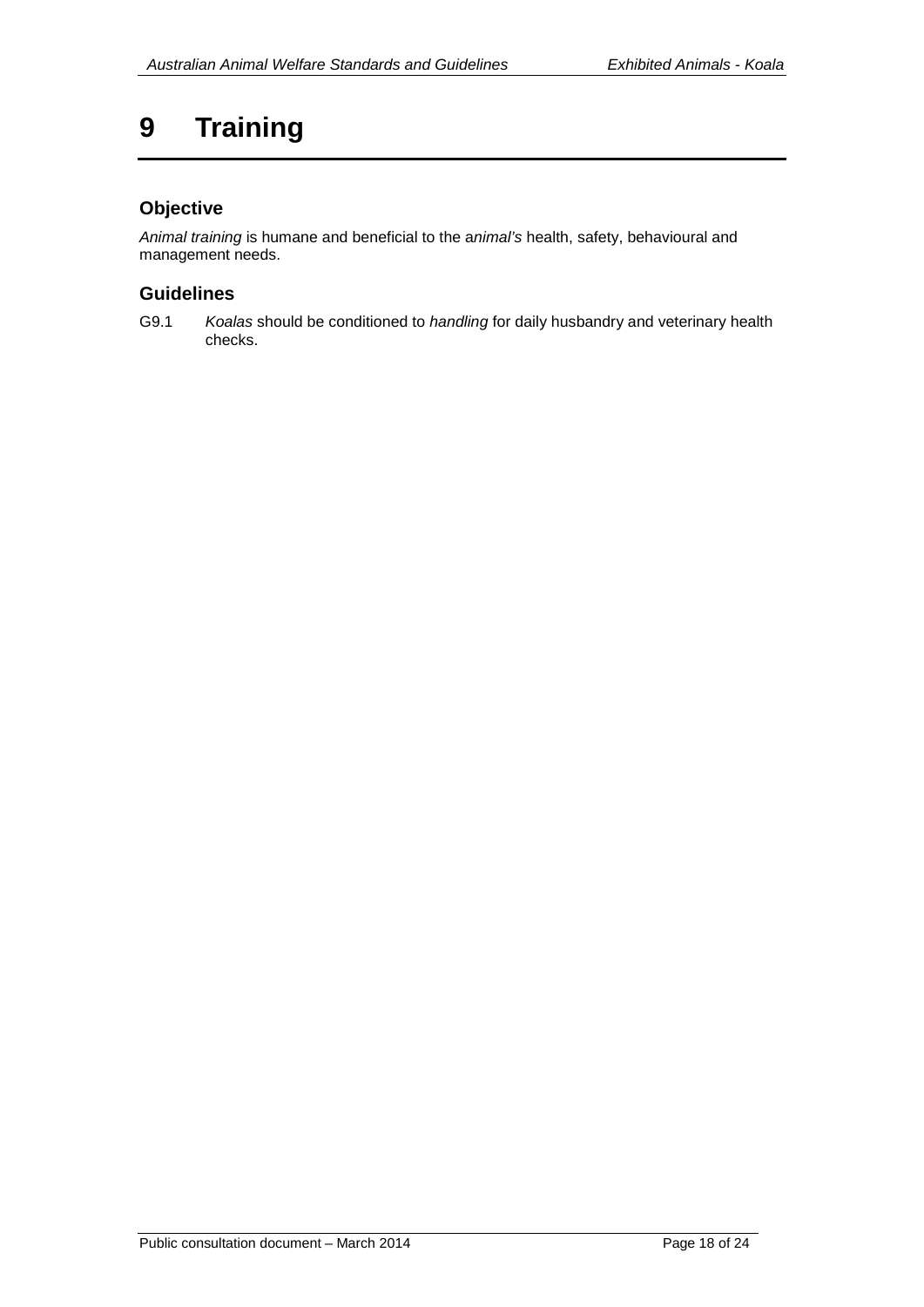# 9 Training

## Objective

*Animal training* is humane and beneficial to the a*nimal's* health, safety, behavioural and management needs.

## Guidelines

G9.1 *Koalas* should be conditioned to *handling* for daily husbandry and veterinary health checks.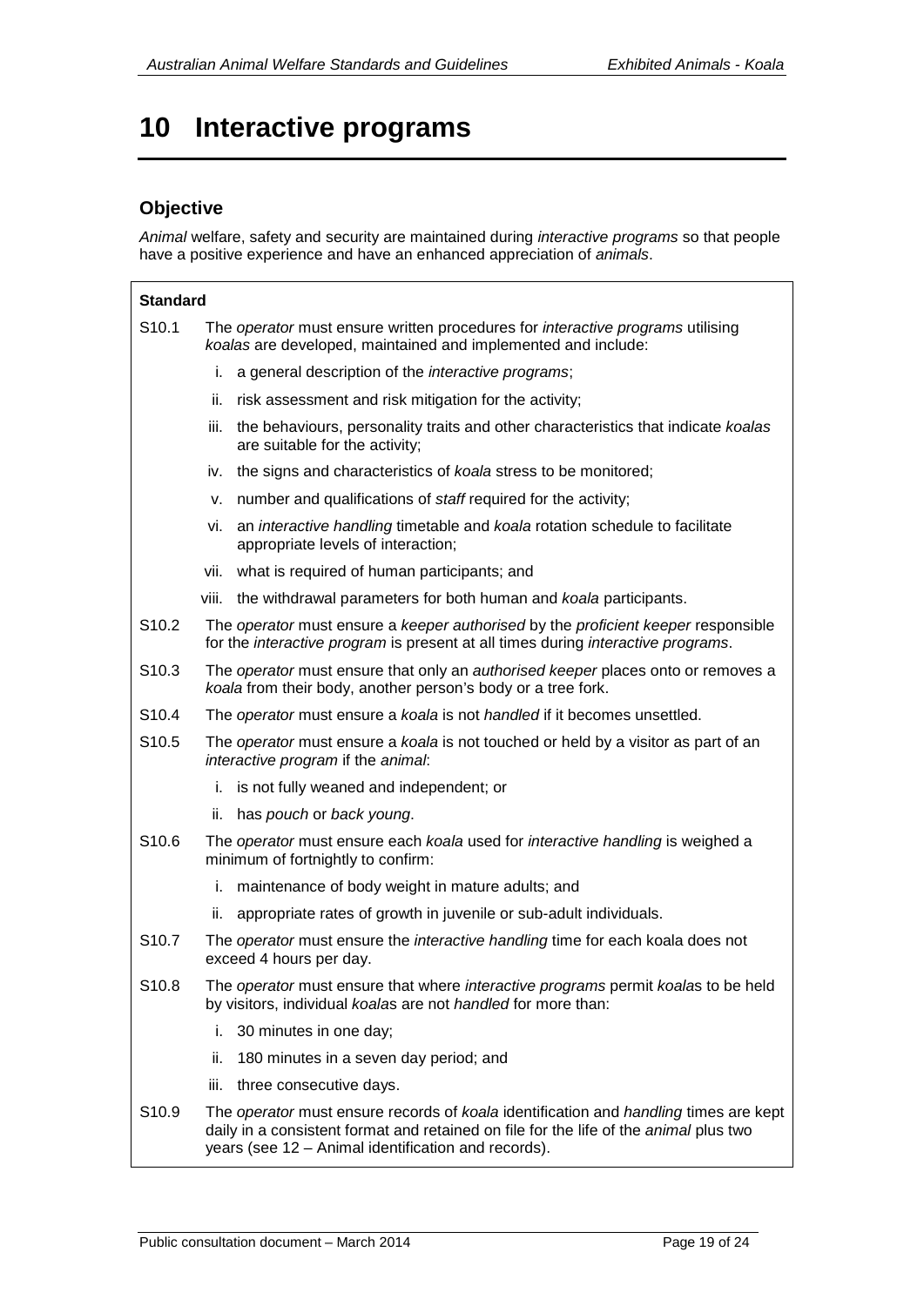# 10 Interactive programs

## Objective

*Animal* welfare, safety and security are maintained during *interactive programs* so that people have a positive experience and have an enhanced appreciation of *animals*.

**Standard**

S10.1 The *operator* must ensure written procedures for *interactive programs* utilising *koalas* are developed, maintained and implemented and include:

- i. a general description of the *interactive programs*;
- ii. risk assessment and risk mitigation for the activity;
- iii. the behaviours, personality traits and other characteristics that indicate *koalas* are suitable for the activity;
- iv. the signs and characteristics of *koala* stress to be monitored;
- v. number and qualifications of *staff* required for the activity;
- vi. an *interactive handling* timetable and *koala* rotation schedule to facilitate appropriate levels of interaction;
- vii. what is required of human participants; and
- viii. the withdrawal parameters for both human and *koala* participants.

S10.2 The *operator* must ensure a *keeper authorised* by the *proficient keeper* responsible for the *interactive program* is present at all times during *interactive programs*.

S10.3 The *operator* must ensure that only an *authorised keeper* places onto or removes a *koala* from their body, another person's body or a tree fork.

S10.4 The *operator* must ensure a *koala* is not *handled* if it becomes unsettled.

S10.5 The *operator* must ensure a *koala* is not touched or held by a visitor as part of an *interactive program* if the *animal*:

- i. is not fully weaned and independent; or
- ii. has *pouch* or *back young*.

S10.6 The *operator* must ensure each *koala* used for *interactive handling* is weighed a minimum of fortnightly to confirm:

- i. maintenance of body weight in mature adults; and
- ii. appropriate rates of growth in juvenile or sub-adult individuals.

S10.7 The *operator* must ensure the *interactive handling* time for each koala does not exceed 4 hours per day.

S10.8 The *operator* must ensure that where *interactive programs* permit *koala*s to be held by visitors, individual *koala*s are not *handled* for more than:

- i. 30 minutes in one day;
- ii. 180 minutes in a seven day period; and
- iii. three consecutive days.

S10.9 The *operator* must ensure records of *koala* identification and *handling* times are kept daily in a consistent format and retained on file for the life of the *animal* plus two years (see 12 – Animal identification and records).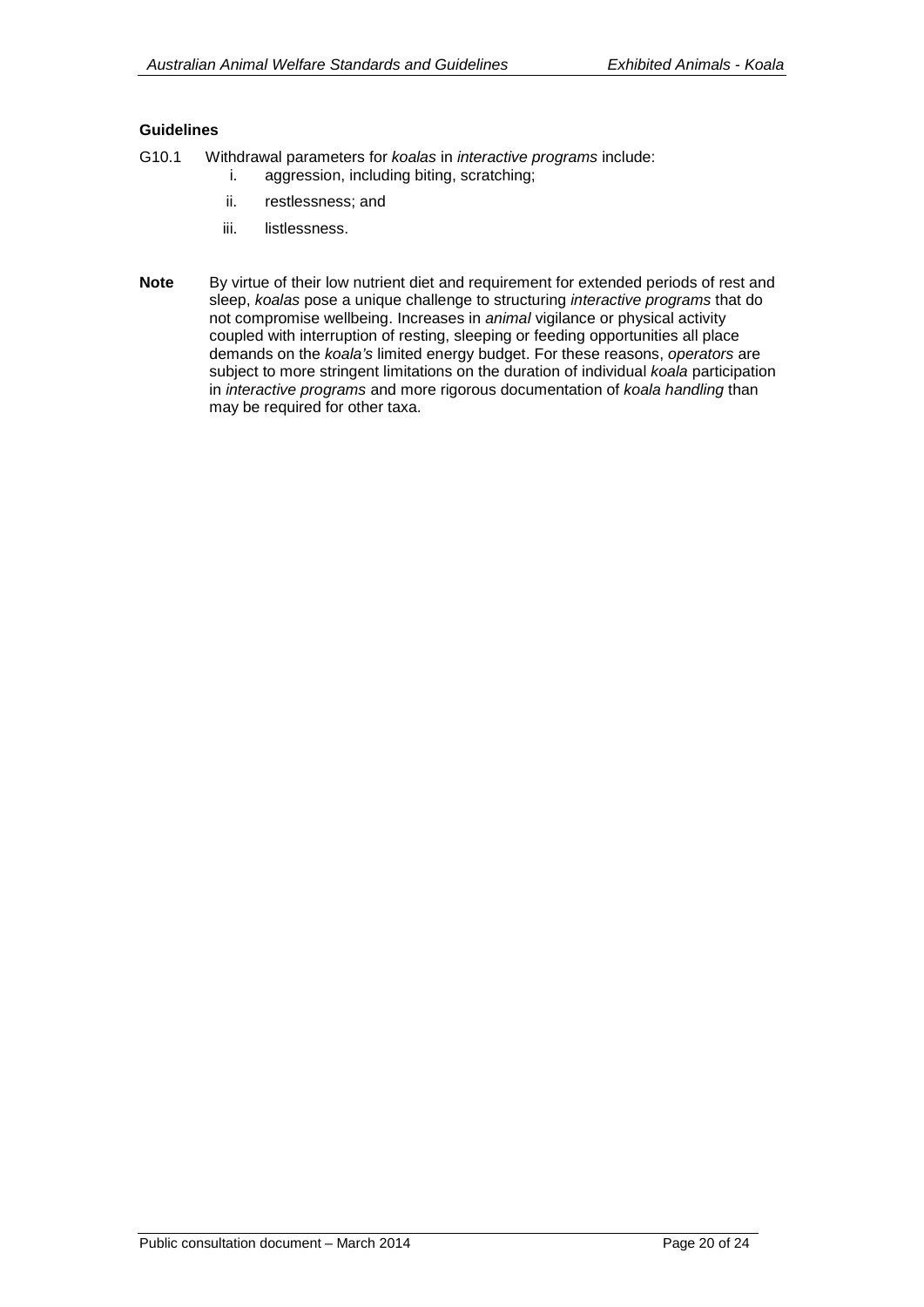#### Guidelines

G10.1 Withdrawal parameters for *koalas* in *interactive programs* include:

i. aggression, including biting, scratching;

ii. restlessness; and

iii. listlessness.

**Note** By virtue of their low nutrient diet and requirement for extended periods of rest and sleep, *koalas* pose a unique challenge to structuring *interactive programs* that do not compromise wellbeing. Increases in *animal* vigilance or physical activity coupled with interruption of resting, sleeping or feeding opportunities all place demands on the *koala's* limited energy budget. For these reasons, *operators* are subject to more stringent limitations on the duration of individual *koala* participation in *interactive programs* and more rigorous documentation of *koala handling* than may be required for other taxa.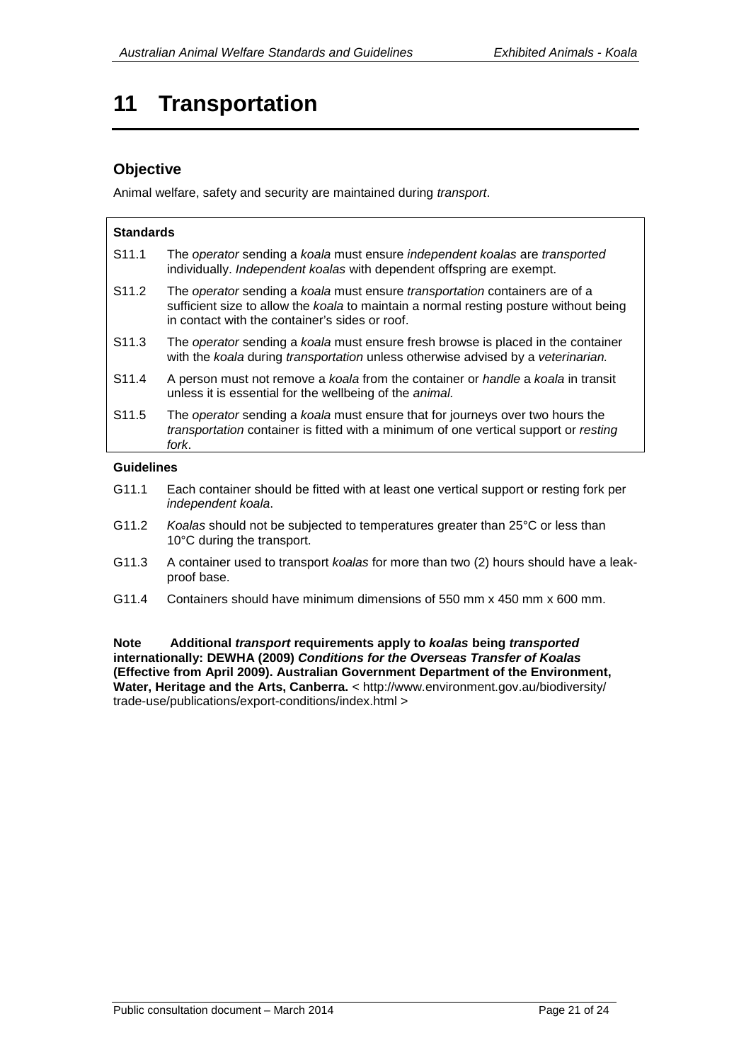# 11 Transportation

## Objective

Animal welfare, safety and security are maintained during *transport*.

**Standards**

S11.1 The *operator* sending a *koala* must ensure *independent koalas* are *transported* individually. *Independent koalas* with dependent offspring are exempt.

S11.2 The *operator* sending a *koala* must ensure *transportation* containers are of a sufficient size to allow the *koala* to maintain a normal resting posture without being in contact with the container's sides or roof.

S11.3 The *operator* sending a *koala* must ensure fresh browse is placed in the container with the *koala* during *transportation* unless otherwise advised by a *veterinarian.*

S11.4 A person must not remove a *koala* from the container or *handle* a *koala* in transit unless it is essential for the wellbeing of the *animal.*

S11.5 The *operator* sending a *koala* must ensure that for journeys over two hours the *transportation* container is fitted with a minimum of one vertical support or *resting fork*.

**Guidelines**

G11.1 Each container should be fitted with at least one vertical support or resting fork per *independent koala*.

G11.2 *Koalas* should not be subjected to temperatures greater than 25°C or less than 10°C during the transport.

G11.3 A container used to transport *koalas* for more than two (2) hours should have a leak-proof base.

G11.4 Containers should have minimum dimensions of 550 mm x 450 mm x 600 mm.

**Note Additional *transport* requirements apply to *koalas* being *transported* internationally: DEWHA (2009) *Conditions for the Overseas Transfer of Koalas* (Effective from April 2009). Australian Government Department of the Environment, Water, Heritage and the Arts, Canberra.** < http://www.environment.gov.au/biodiversity/trade-use/publications/export-conditions/index.html >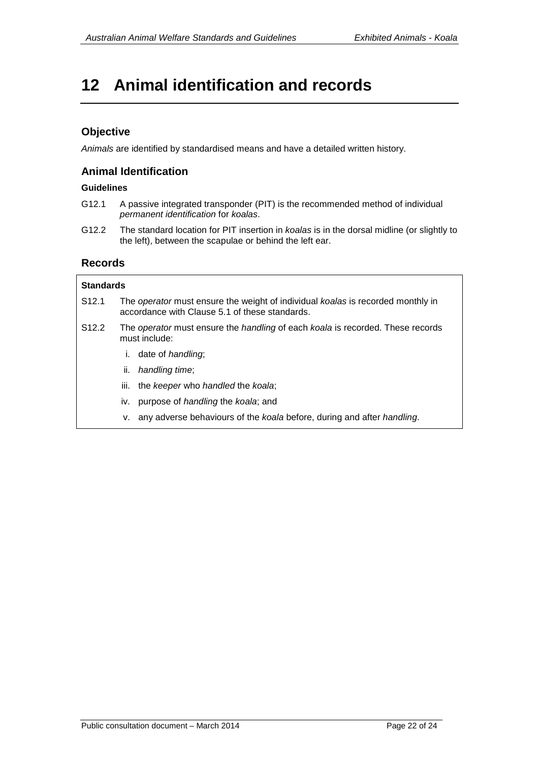# 12 Animal identification and records

## Objective

*Animals* are identified by standardised means and have a detailed written history.

## Animal Identification

### Guidelines

G12.1 A passive integrated transponder (PIT) is the recommended method of individual *permanent identification* for *koalas*.

G12.2 The standard location for PIT insertion in *koalas* is in the dorsal midline (or slightly to the left), between the scapulae or behind the left ear.

## Records

### Standards

S12.1 The *operator* must ensure the weight of individual *koalas* is recorded monthly in accordance with Clause 5.1 of these standards.

S12.2 The *operator* must ensure the *handling* of each *koala* is recorded. These records must include:

i. date of *handling*;

ii. *handling time*;

iii. the *keeper* who *handled* the *koala*;

iv. purpose of *handling* the *koala*; and

v. any adverse behaviours of the *koala* before, during and after *handling*.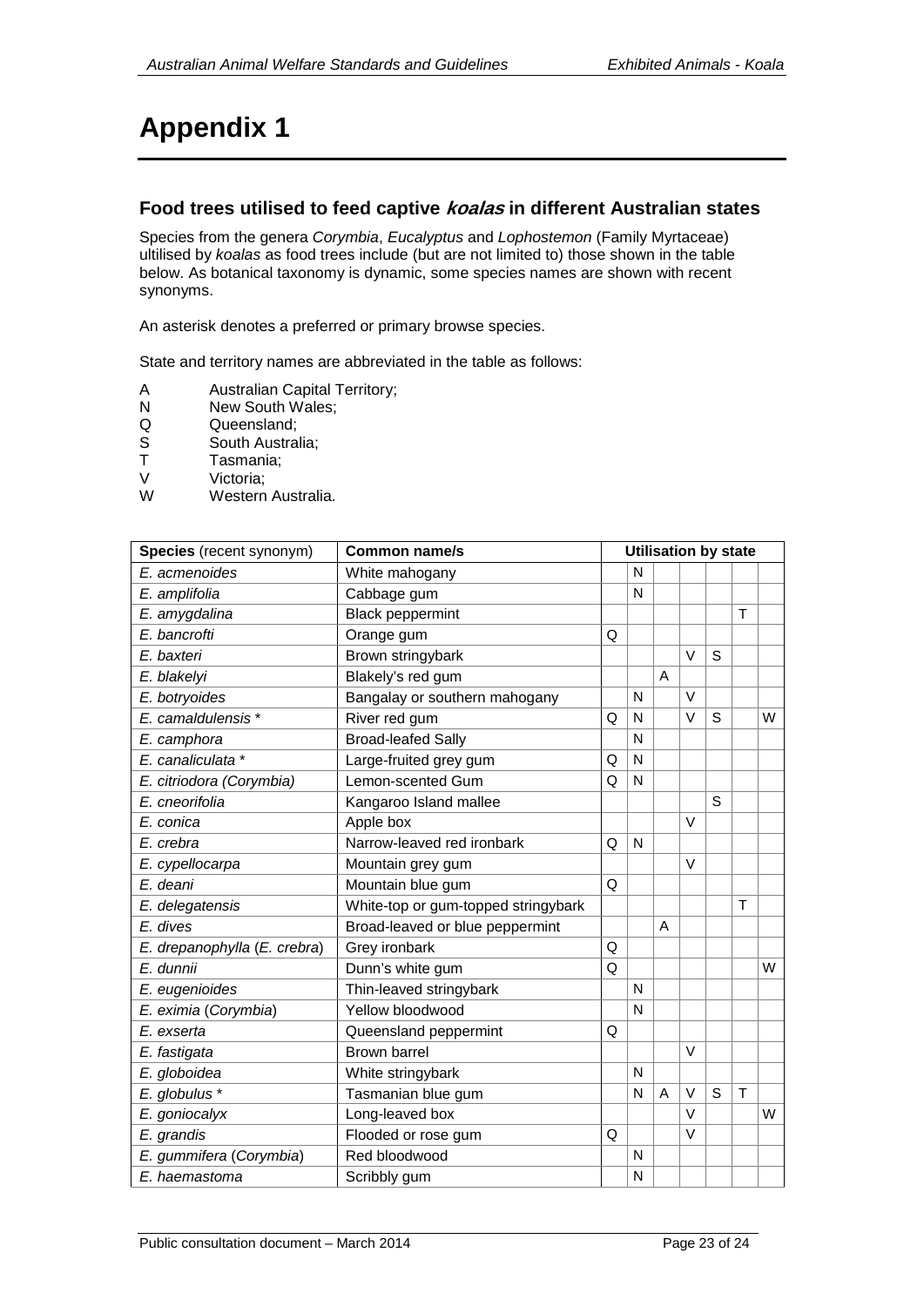# Appendix 1

## Food trees utilised to feed captive *koalas* in different Australian states

Species from the genera *Corymbia*, *Eucalyptus* and *Lophostemon* (Family Myrtaceae) ultilised by *koalas* as food trees include (but are not limited to) those shown in the table below. As botanical taxonomy is dynamic, some species names are shown with recent synonyms.

An asterisk denotes a preferred or primary browse species.

State and territory names are abbreviated in the table as follows:

- A Australian Capital Territory;
- N New South Wales;
- Q Queensland;
- S South Australia;
- T Tasmania;
- V Victoria;
- W Western Australia.

| **Species** (recent synonym) | **Common name/s** | **Utilisation by state** | | | | | | |
|---|---|---|---|---|---|---|---|---|
| *E. acmenoides* | White mahogany | | N | | | | | |
| *E. amplifolia* | Cabbage gum | | N | | | | | |
| *E. amygdalina* | Black peppermint | | | | | | T | |
| *E. bancrofti* | Orange gum | Q | | | | | | |
| *E. baxteri* | Brown stringybark | | | | V | S | | |
| *E. blakelyi* | Blakely's red gum | | | A | | | | |
| *E. botryoides* | Bangalay or southern mahogany | | N | | V | | | |
| *E. camaldulensis* * | River red gum | Q | N | | V | S | | W |
| *E. camphora* | Broad-leafed Sally | | N | | | | | |
| *E. canaliculata* * | Large-fruited grey gum | Q | N | | | | | |
| *E. citriodora (Corymbia)* | Lemon-scented Gum | Q | N | | | | | |
| *E. cneorifolia* | Kangaroo Island mallee | | | | | S | | |
| *E. conica* | Apple box | | | | V | | | |
| *E. crebra* | Narrow-leaved red ironbark | Q | N | | | | | |
| *E. cypellocarpa* | Mountain grey gum | | | | V | | | |
| *E. deani* | Mountain blue gum | Q | | | | | | |
| *E. delegatensis* | White-top or gum-topped stringybark | | | | | | T | |
| *E. dives* | Broad-leaved or blue peppermint | | | A | | | | |
| *E. drepanophylla* (*E. crebra*) | Grey ironbark | Q | | | | | | |
| *E. dunnii* | Dunn's white gum | Q | | | | | | W |
| *E. eugenioides* | Thin-leaved stringybark | | N | | | | | |
| *E. eximia* (*Corymbia*) | Yellow bloodwood | | N | | | | | |
| *E. exserta* | Queensland peppermint | Q | | | | | | |
| *E. fastigata* | Brown barrel | | | | V | | | |
| *E. globoidea* | White stringybark | | N | | | | | |
| *E. globulus* * | Tasmanian blue gum | | N | A | V | S | T | |
| *E. goniocalyx* | Long-leaved box | | | | V | | | W |
| *E. grandis* | Flooded or rose gum | Q | | | V | | | |
| *E. gummifera* (*Corymbia*) | Red bloodwood | | N | | | | | |
| *E. haemastoma* | Scribbly gum | | N | | | | | |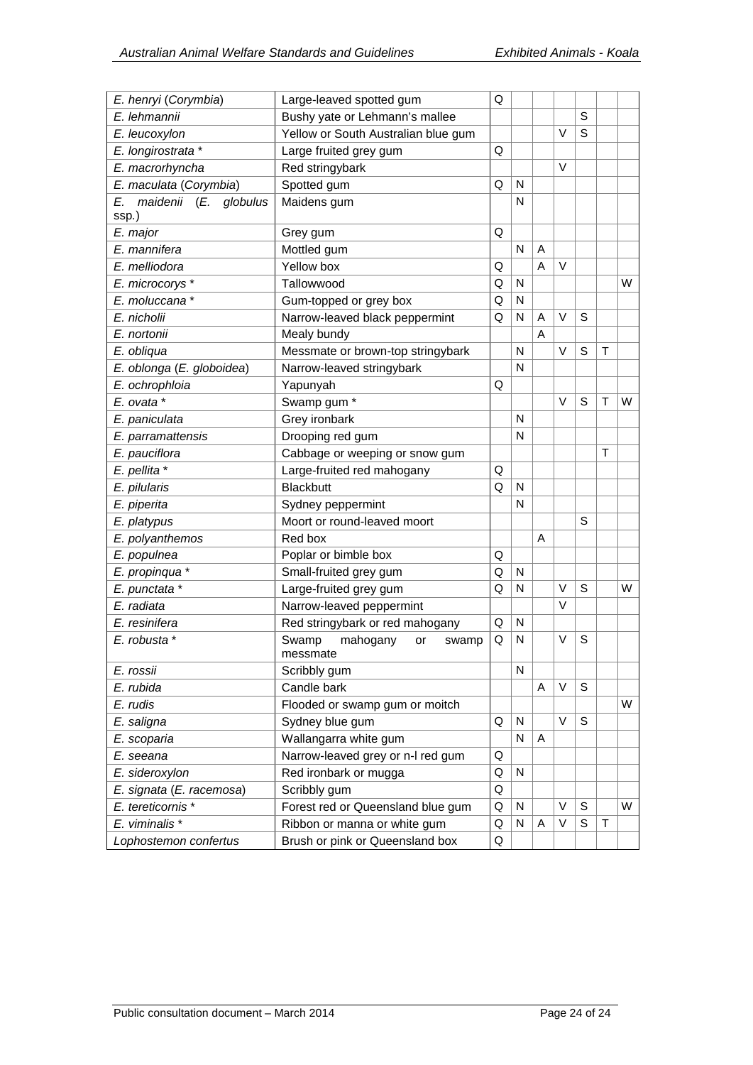| | | | | | | | | |
|---|---|---|---|---|---|---|---|---|
| *E. henryi* (*Corymbia*) | Large-leaved spotted gum | Q | | | | | | |
| *E. lehmannii* | Bushy yate or Lehmann's mallee | | | | | S | | |
| *E. leucoxylon* | Yellow or South Australian blue gum | | | | V | S | | |
| *E. longirostrata* * | Large fruited grey gum | Q | | | | | | |
| *E. macrorhyncha* | Red stringybark | | | | V | | | |
| *E. maculata* (*Corymbia*) | Spotted gum | Q | N | | | | | |
| *E. maidenii* (*E. globulus* ssp.) | Maidens gum | | N | | | | | |
| *E. major* | Grey gum | Q | | | | | | |
| *E. mannifera* | Mottled gum | | N | A | | | | |
| *E. melliodora* | Yellow box | Q | | A | V | | | |
| *E. microcorys* * | Tallowwood | Q | N | | | | | W |
| *E. moluccana* * | Gum-topped or grey box | Q | N | | | | | |
| *E. nicholii* | Narrow-leaved black peppermint | Q | N | A | V | S | | |
| *E. nortonii* | Mealy bundy | | | A | | | | |
| *E. obliqua* | Messmate or brown-top stringybark | | N | | V | S | T | |
| *E. oblonga* (*E. globoidea*) | Narrow-leaved stringybark | | N | | | | | |
| *E. ochrophloia* | Yapunyah | Q | | | | | | |
| *E. ovata* * | Swamp gum * | | | | V | S | T | W |
| *E. paniculata* | Grey ironbark | | N | | | | | |
| *E. parramattensis* | Drooping red gum | | N | | | | | |
| *E. pauciflora* | Cabbage or weeping or snow gum | | | | | | T | |
| *E. pellita* * | Large-fruited red mahogany | Q | | | | | | |
| *E. pilularis* | Blackbutt | Q | N | | | | | |
| *E. piperita* | Sydney peppermint | | N | | | | | |
| *E. platypus* | Moort or round-leaved moort | | | | | S | | |
| *E. polyanthemos* | Red box | | | A | | | | |
| *E. populnea* | Poplar or bimble box | Q | | | | | | |
| *E. propinqua* * | Small-fruited grey gum | Q | N | | | | | |
| *E. punctata* * | Large-fruited grey gum | Q | N | | V | S | | W |
| *E. radiata* | Narrow-leaved peppermint | | | | V | | | |
| *E. resinifera* | Red stringybark or red mahogany | Q | N | | | | | |
| *E. robusta* * | Swamp mahogany or swamp messmate | Q | N | | V | S | | |
| *E. rossii* | Scribbly gum | | N | | | | | |
| *E. rubida* | Candle bark | | | A | V | S | | |
| *E. rudis* | Flooded or swamp gum or moitch | | | | | | | W |
| *E. saligna* | Sydney blue gum | Q | N | | V | S | | |
| *E. scoparia* | Wallangarra white gum | | N | A | | | | |
| *E. seeana* | Narrow-leaved grey or n-l red gum | Q | | | | | | |
| *E. sideroxylon* | Red ironbark or mugga | Q | N | | | | | |
| *E. signata* (*E. racemosa*) | Scribbly gum | Q | | | | | | |
| *E. tereticornis* * | Forest red or Queensland blue gum | Q | N | | V | S | | W |
| *E. viminalis* * | Ribbon or manna or white gum | Q | N | A | V | S | T | |
| *Lophostemon confertus* | Brush or pink or Queensland box | Q | | | | | | |